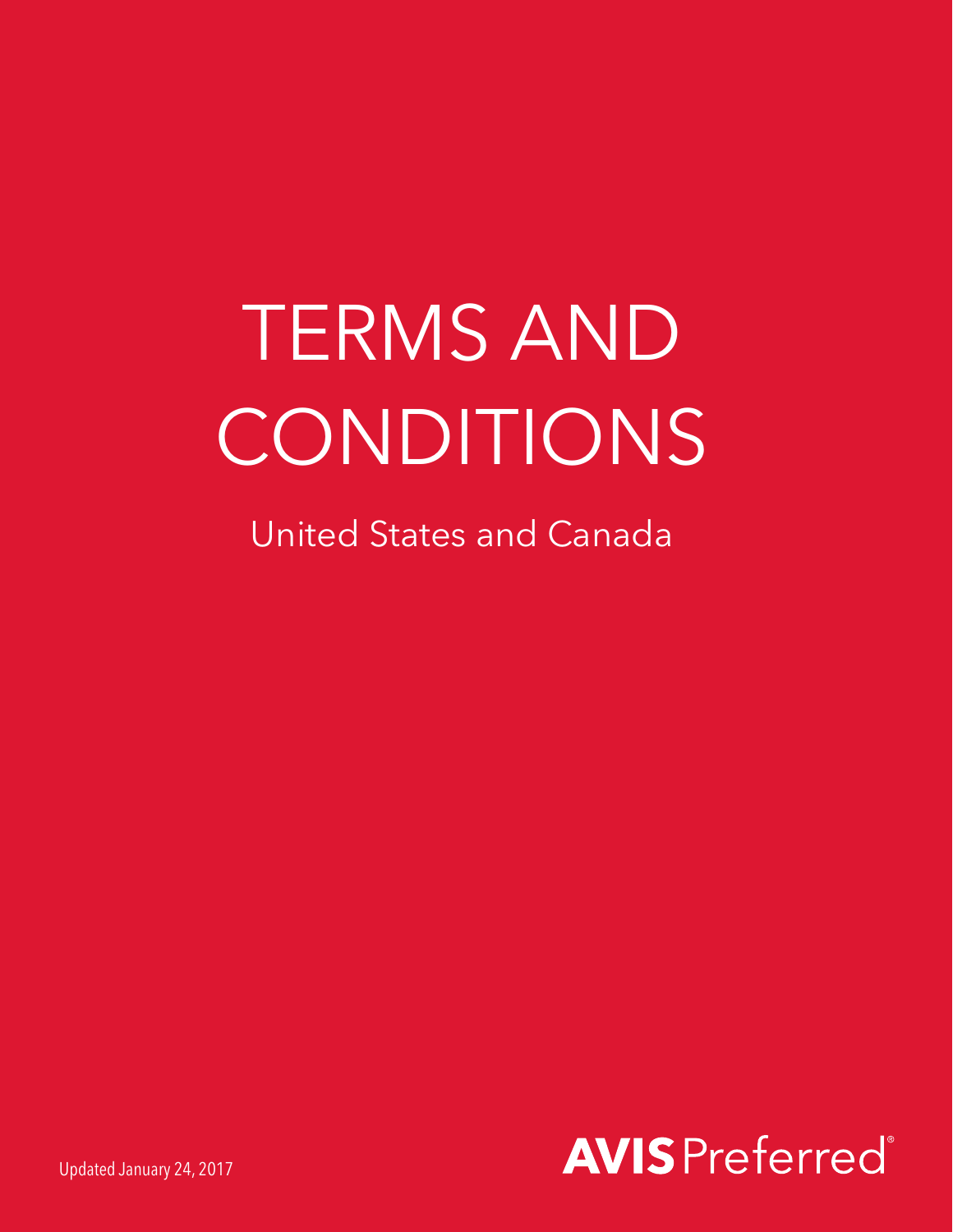# TERMS AND CONDITIONS

## United States and Canada

Updated January 24, 2017

**AVIS** Preferred®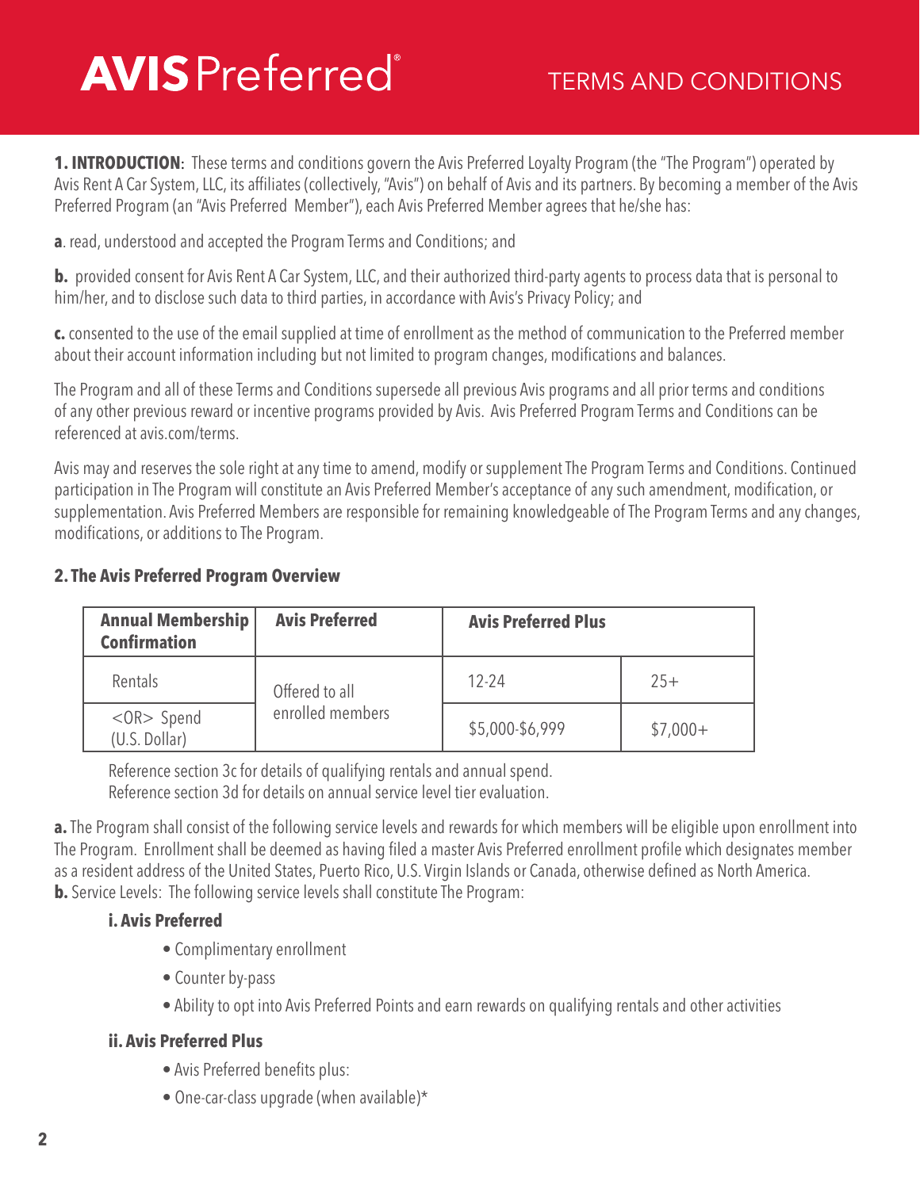# AVIS Preferred® TERMS AND CONDITIONS

**1. INTRODUCTION**: These terms and conditions govern the Avis Preferred Loyalty Program (the "The Program") operated by Avis Rent A Car System, LLC, its affiliates (collectively, "Avis") on behalf of Avis and its partners. By becoming a member of the Avis Preferred Program (an "Avis Preferred Member"), each Avis Preferred Member agrees that he/she has:

**a**. read, understood and accepted the Program Terms and Conditions; and

**b.** provided consent for Avis Rent A Car System, LLC, and their authorized third-party agents to process data that is personal to him/her, and to disclose such data to third parties, in accordance with Avis's Privacy Policy; and

**c.** consented to the use of the email supplied at time of enrollment as the method of communication to the Preferred member about their account information including but not limited to program changes, modifications and balances.

The Program and all of these Terms and Conditions supersede all previous Avis programs and all prior terms and conditions of any other previous reward or incentive programs provided by Avis. Avis Preferred Program Terms and Conditions can be referenced at avis.com/terms.

Avis may and reserves the sole right at any time to amend, modify or supplement The Program Terms and Conditions. Continued participation in The Program will constitute an Avis Preferred Member's acceptance of any such amendment, modification, or supplementation. Avis Preferred Members are responsible for remaining knowledgeable of The Program Terms and any changes, modifications, or additions to The Program.

## 2. The Avis Preferred Program Overview

| Annual Membership Confirmation | Avis Preferred | Avis Preferred Plus | |
|---|---|---|---|
| Rentals | Offered to all enrolled members | 12-24 | 25+ |
| <OR> Spend (U.S. Dollar) | | $5,000-$6,999 | $7,000+ |

Reference section 3c for details of qualifying rentals and annual spend.
Reference section 3d for details on annual service level tier evaluation.

**a.** The Program shall consist of the following service levels and rewards for which members will be eligible upon enrollment into The Program. Enrollment shall be deemed as having filed a master Avis Preferred enrollment profile which designates member as a resident address of the United States, Puerto Rico, U.S. Virgin Islands or Canada, otherwise defined as North America.
**b.** Service Levels: The following service levels shall constitute The Program:

### i. Avis Preferred

- Complimentary enrollment
- Counter by-pass
- Ability to opt into Avis Preferred Points and earn rewards on qualifying rentals and other activities

### ii. Avis Preferred Plus

- Avis Preferred benefits plus:
- One-car-class upgrade (when available)*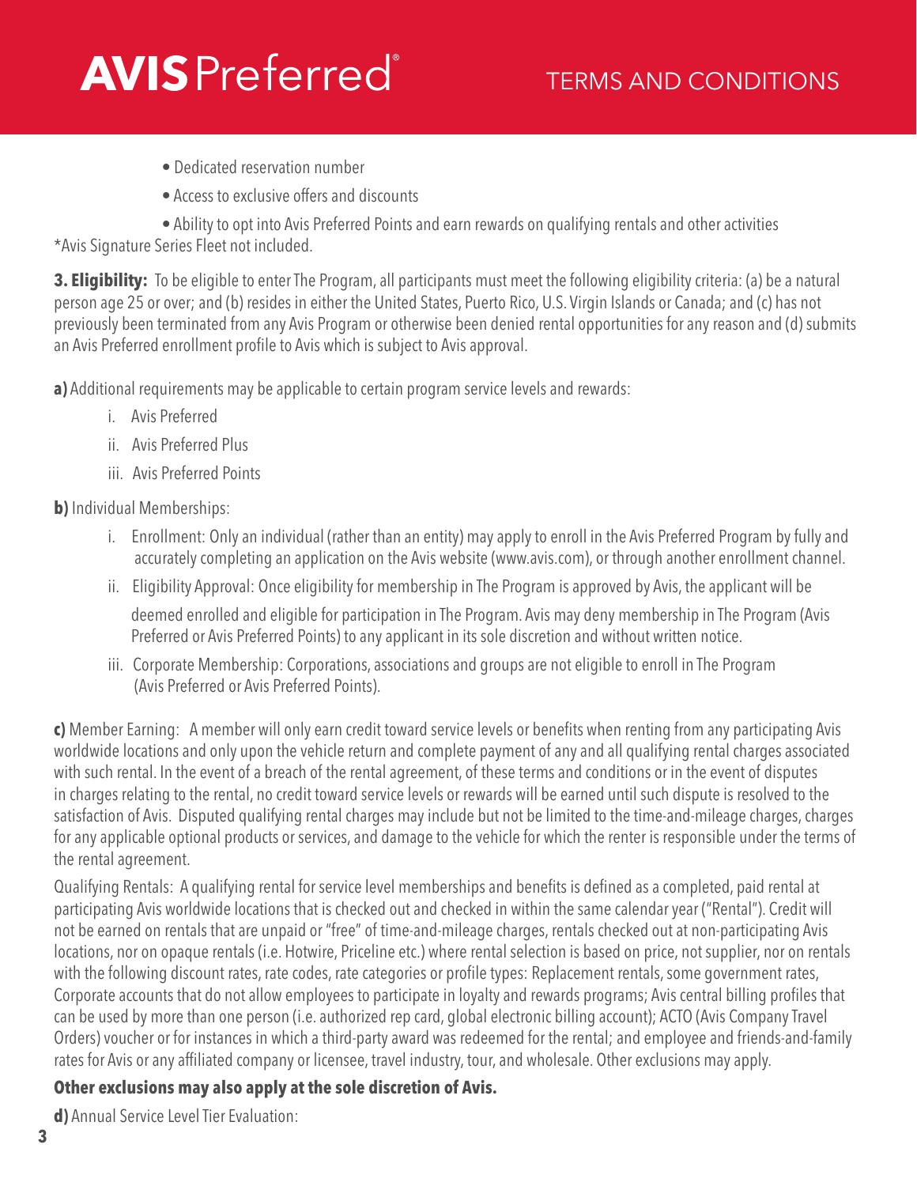- Dedicated reservation number
- Access to exclusive offers and discounts
- Ability to opt into Avis Preferred Points and earn rewards on qualifying rentals and other activities

*Avis Signature Series Fleet not included.

**3. Eligibility:** To be eligible to enter The Program, all participants must meet the following eligibility criteria: (a) be a natural person age 25 or over; and (b) resides in either the United States, Puerto Rico, U.S. Virgin Islands or Canada; and (c) has not previously been terminated from any Avis Program or otherwise been denied rental opportunities for any reason and (d) submits an Avis Preferred enrollment profile to Avis which is subject to Avis approval.

**a)** Additional requirements may be applicable to certain program service levels and rewards:

i. Avis Preferred

ii. Avis Preferred Plus

iii. Avis Preferred Points

**b)** Individual Memberships:

i. Enrollment: Only an individual (rather than an entity) may apply to enroll in the Avis Preferred Program by fully and accurately completing an application on the Avis website (www.avis.com), or through another enrollment channel.

ii. Eligibility Approval: Once eligibility for membership in The Program is approved by Avis, the applicant will be deemed enrolled and eligible for participation in The Program. Avis may deny membership in The Program (Avis Preferred or Avis Preferred Points) to any applicant in its sole discretion and without written notice.

iii. Corporate Membership: Corporations, associations and groups are not eligible to enroll in The Program (Avis Preferred or Avis Preferred Points).

**c)** Member Earning: A member will only earn credit toward service levels or benefits when renting from any participating Avis worldwide locations and only upon the vehicle return and complete payment of any and all qualifying rental charges associated with such rental. In the event of a breach of the rental agreement, of these terms and conditions or in the event of disputes in charges relating to the rental, no credit toward service levels or rewards will be earned until such dispute is resolved to the satisfaction of Avis. Disputed qualifying rental charges may include but not be limited to the time-and-mileage charges, charges for any applicable optional products or services, and damage to the vehicle for which the renter is responsible under the terms of the rental agreement.

Qualifying Rentals: A qualifying rental for service level memberships and benefits is defined as a completed, paid rental at participating Avis worldwide locations that is checked out and checked in within the same calendar year ("Rental"). Credit will not be earned on rentals that are unpaid or "free" of time-and-mileage charges, rentals checked out at non-participating Avis locations, nor on opaque rentals (i.e. Hotwire, Priceline etc.) where rental selection is based on price, not supplier, nor on rentals with the following discount rates, rate codes, rate categories or profile types: Replacement rentals, some government rates, Corporate accounts that do not allow employees to participate in loyalty and rewards programs; Avis central billing profiles that can be used by more than one person (i.e. authorized rep card, global electronic billing account); ACTO (Avis Company Travel Orders) voucher or for instances in which a third-party award was redeemed for the rental; and employee and friends-and-family rates for Avis or any affiliated company or licensee, travel industry, tour, and wholesale. Other exclusions may apply.

**Other exclusions may also apply at the sole discretion of Avis.**

**d)** Annual Service Level Tier Evaluation: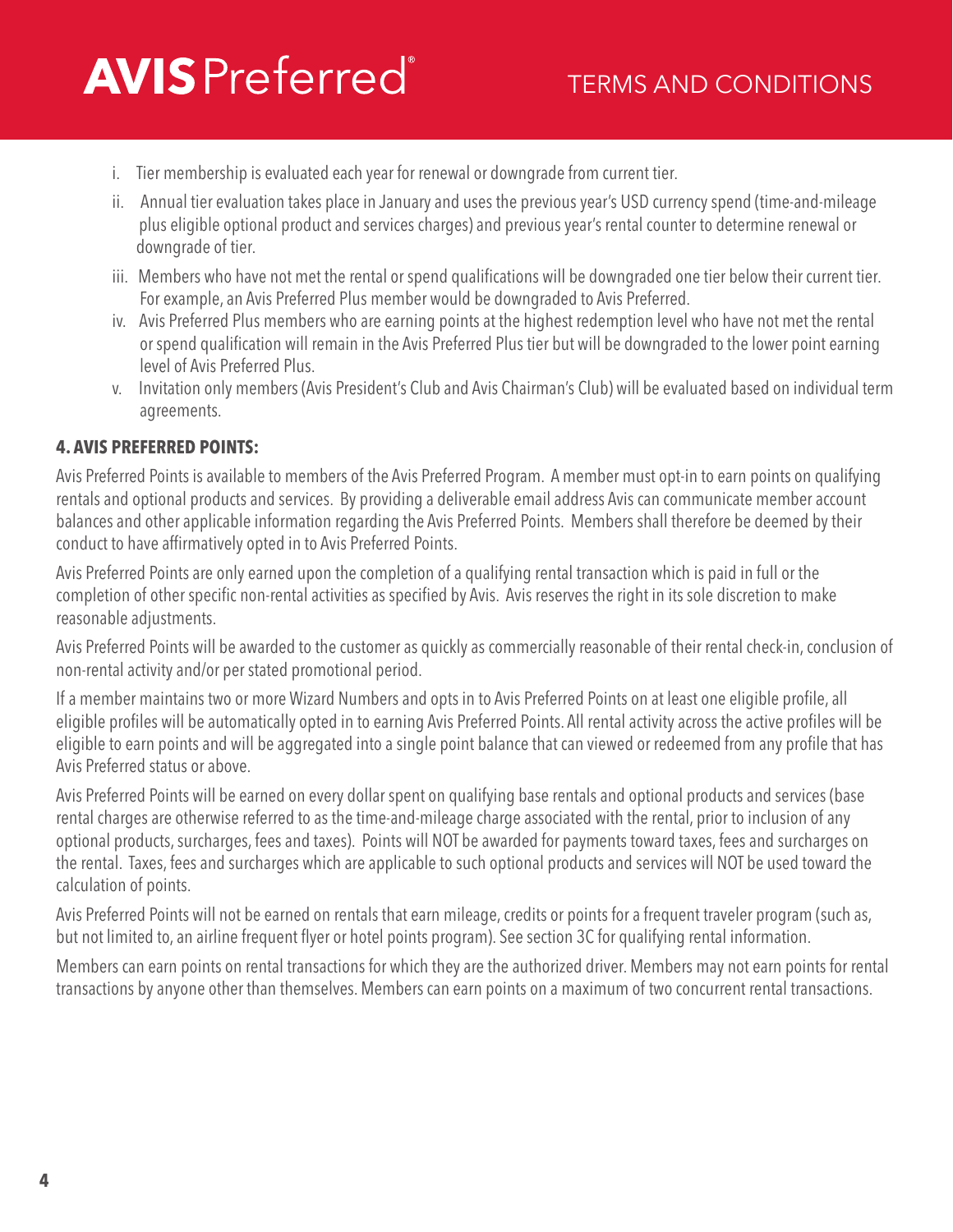i. Tier membership is evaluated each year for renewal or downgrade from current tier.

ii. Annual tier evaluation takes place in January and uses the previous year's USD currency spend (time-and-mileage plus eligible optional product and services charges) and previous year's rental counter to determine renewal or downgrade of tier.

iii. Members who have not met the rental or spend qualifications will be downgraded one tier below their current tier. For example, an Avis Preferred Plus member would be downgraded to Avis Preferred.

iv. Avis Preferred Plus members who are earning points at the highest redemption level who have not met the rental or spend qualification will remain in the Avis Preferred Plus tier but will be downgraded to the lower point earning level of Avis Preferred Plus.

v. Invitation only members (Avis President's Club and Avis Chairman's Club) will be evaluated based on individual term agreements.

### 4. AVIS PREFERRED POINTS:

Avis Preferred Points is available to members of the Avis Preferred Program. A member must opt-in to earn points on qualifying rentals and optional products and services. By providing a deliverable email address Avis can communicate member account balances and other applicable information regarding the Avis Preferred Points. Members shall therefore be deemed by their conduct to have affirmatively opted in to Avis Preferred Points.

Avis Preferred Points are only earned upon the completion of a qualifying rental transaction which is paid in full or the completion of other specific non-rental activities as specified by Avis. Avis reserves the right in its sole discretion to make reasonable adjustments.

Avis Preferred Points will be awarded to the customer as quickly as commercially reasonable of their rental check-in, conclusion of non-rental activity and/or per stated promotional period.

If a member maintains two or more Wizard Numbers and opts in to Avis Preferred Points on at least one eligible profile, all eligible profiles will be automatically opted in to earning Avis Preferred Points. All rental activity across the active profiles will be eligible to earn points and will be aggregated into a single point balance that can viewed or redeemed from any profile that has Avis Preferred status or above.

Avis Preferred Points will be earned on every dollar spent on qualifying base rentals and optional products and services (base rental charges are otherwise referred to as the time-and-mileage charge associated with the rental, prior to inclusion of any optional products, surcharges, fees and taxes). Points will NOT be awarded for payments toward taxes, fees and surcharges on the rental. Taxes, fees and surcharges which are applicable to such optional products and services will NOT be used toward the calculation of points.

Avis Preferred Points will not be earned on rentals that earn mileage, credits or points for a frequent traveler program (such as, but not limited to, an airline frequent flyer or hotel points program). See section 3C for qualifying rental information.

Members can earn points on rental transactions for which they are the authorized driver. Members may not earn points for rental transactions by anyone other than themselves. Members can earn points on a maximum of two concurrent rental transactions.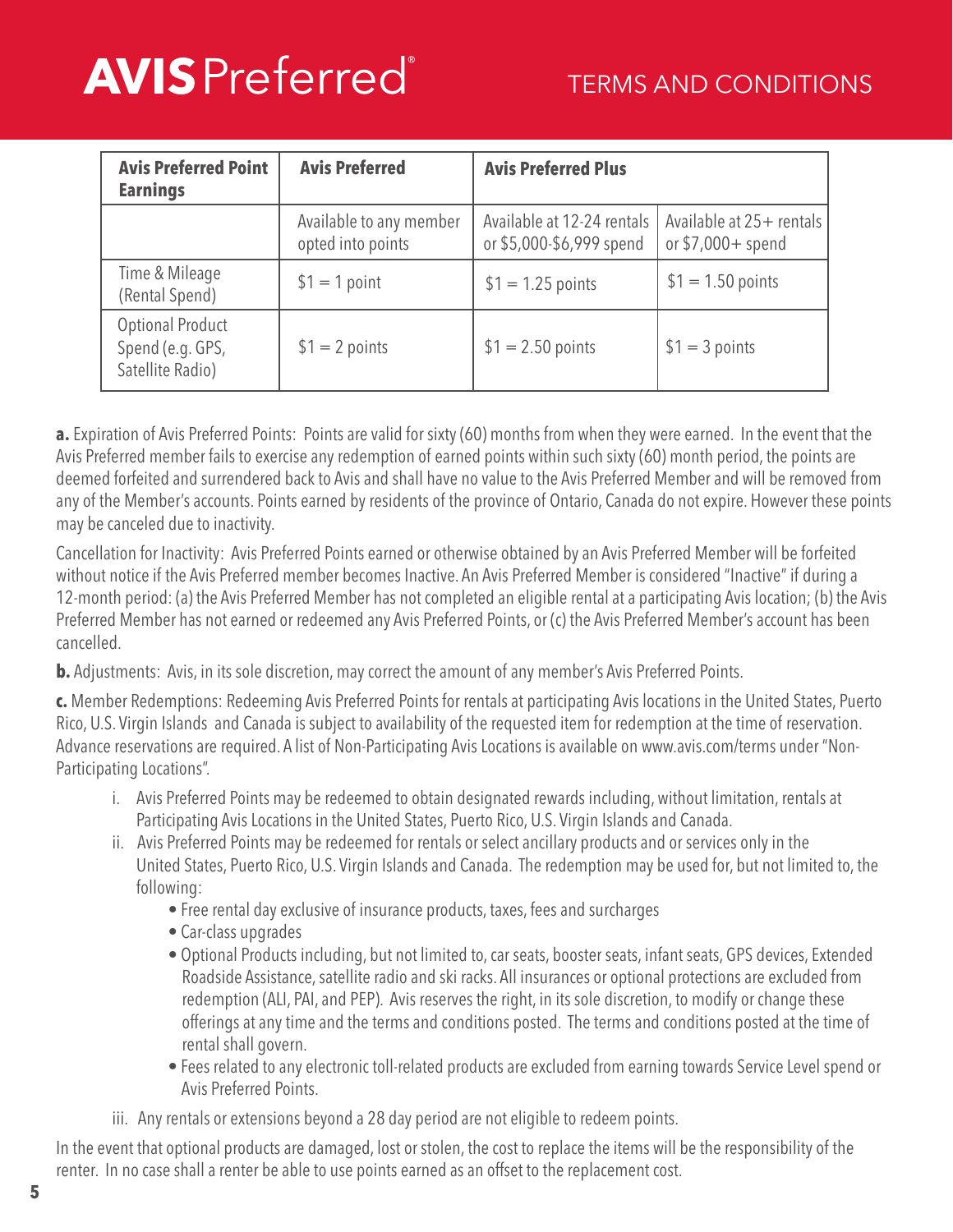# AVIS Preferred®

## TERMS AND CONDITIONS

| **Avis Preferred Point Earnings** | **Avis Preferred** | **Avis Preferred Plus** | |
|---|---|---|---|
| | Available to any member opted into points | Available at 12-24 rentals or $5,000-$6,999 spend | Available at 25+ rentals or $7,000+ spend |
| Time & Mileage (Rental Spend) | $1 = 1 point | $1 = 1.25 points | $1 = 1.50 points |
| Optional Product Spend (e.g. GPS, Satellite Radio) | $1 = 2 points | $1 = 2.50 points | $1 = 3 points |

**a.** Expiration of Avis Preferred Points: Points are valid for sixty (60) months from when they were earned. In the event that the Avis Preferred member fails to exercise any redemption of earned points within such sixty (60) month period, the points are deemed forfeited and surrendered back to Avis and shall have no value to the Avis Preferred Member and will be removed from any of the Member's accounts. Points earned by residents of the province of Ontario, Canada do not expire. However these points may be canceled due to inactivity.

Cancellation for Inactivity: Avis Preferred Points earned or otherwise obtained by an Avis Preferred Member will be forfeited without notice if the Avis Preferred member becomes Inactive. An Avis Preferred Member is considered "Inactive" if during a 12-month period: (a) the Avis Preferred Member has not completed an eligible rental at a participating Avis location; (b) the Avis Preferred Member has not earned or redeemed any Avis Preferred Points, or (c) the Avis Preferred Member's account has been cancelled.

**b.** Adjustments: Avis, in its sole discretion, may correct the amount of any member's Avis Preferred Points.

**c.** Member Redemptions: Redeeming Avis Preferred Points for rentals at participating Avis locations in the United States, Puerto Rico, U.S. Virgin Islands and Canada is subject to availability of the requested item for redemption at the time of reservation. Advance reservations are required. A list of Non-Participating Avis Locations is available on www.avis.com/terms under "Non-Participating Locations".

i. Avis Preferred Points may be redeemed to obtain designated rewards including, without limitation, rentals at Participating Avis Locations in the United States, Puerto Rico, U.S. Virgin Islands and Canada.

ii. Avis Preferred Points may be redeemed for rentals or select ancillary products and or services only in the United States, Puerto Rico, U.S. Virgin Islands and Canada. The redemption may be used for, but not limited to, the following:

- Free rental day exclusive of insurance products, taxes, fees and surcharges
- Car-class upgrades
- Optional Products including, but not limited to, car seats, booster seats, infant seats, GPS devices, Extended Roadside Assistance, satellite radio and ski racks. All insurances or optional protections are excluded from redemption (ALI, PAI, and PEP). Avis reserves the right, in its sole discretion, to modify or change these offerings at any time and the terms and conditions posted. The terms and conditions posted at the time of rental shall govern.
- Fees related to any electronic toll-related products are excluded from earning towards Service Level spend or Avis Preferred Points.

iii. Any rentals or extensions beyond a 28 day period are not eligible to redeem points.

In the event that optional products are damaged, lost or stolen, the cost to replace the items will be the responsibility of the renter. In no case shall a renter be able to use points earned as an offset to the replacement cost.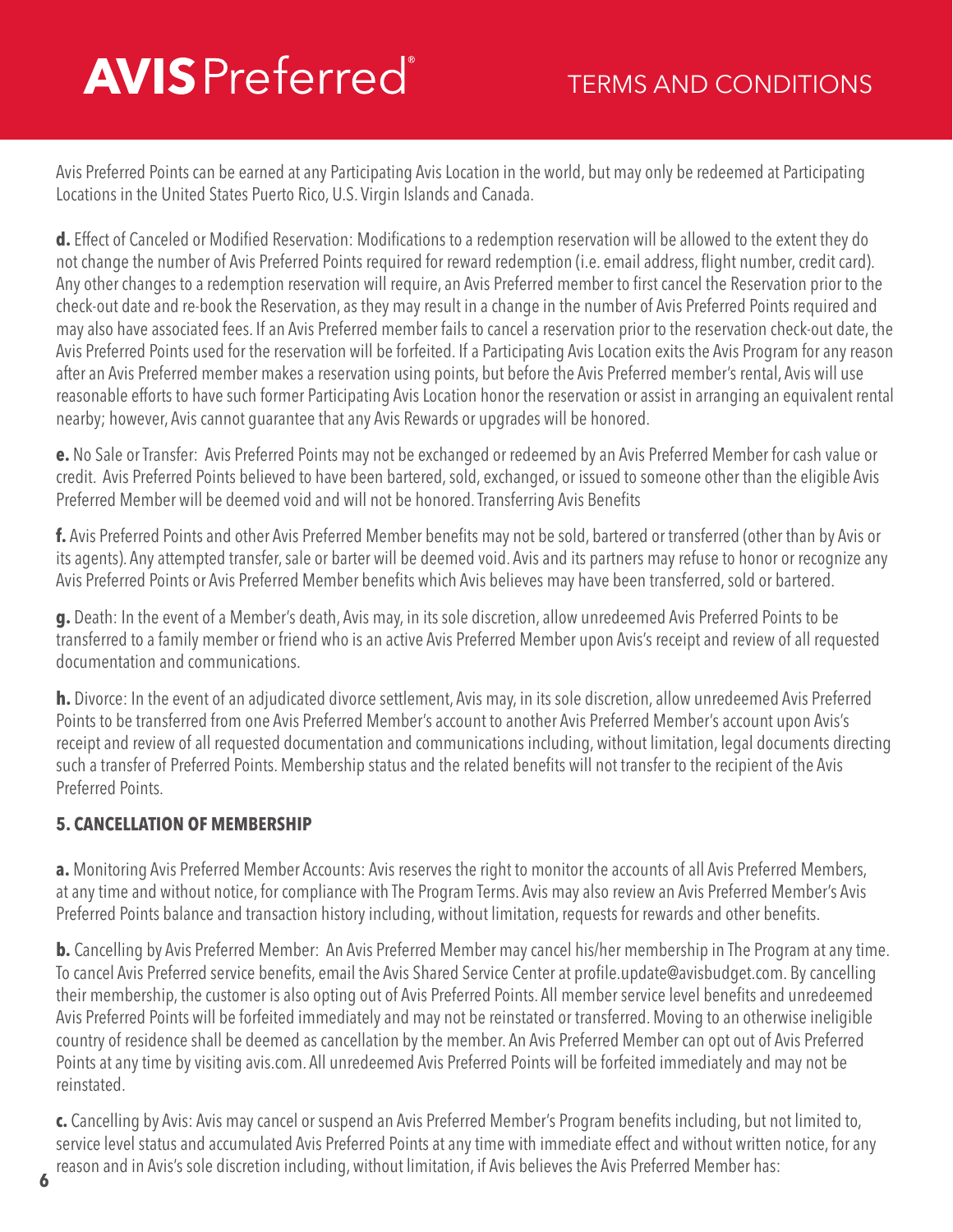Avis Preferred Points can be earned at any Participating Avis Location in the world, but may only be redeemed at Participating Locations in the United States Puerto Rico, U.S. Virgin Islands and Canada.

**d.** Effect of Canceled or Modified Reservation: Modifications to a redemption reservation will be allowed to the extent they do not change the number of Avis Preferred Points required for reward redemption (i.e. email address, flight number, credit card). Any other changes to a redemption reservation will require, an Avis Preferred member to first cancel the Reservation prior to the check-out date and re-book the Reservation, as they may result in a change in the number of Avis Preferred Points required and may also have associated fees. If an Avis Preferred member fails to cancel a reservation prior to the reservation check-out date, the Avis Preferred Points used for the reservation will be forfeited. If a Participating Avis Location exits the Avis Program for any reason after an Avis Preferred member makes a reservation using points, but before the Avis Preferred member's rental, Avis will use reasonable efforts to have such former Participating Avis Location honor the reservation or assist in arranging an equivalent rental nearby; however, Avis cannot guarantee that any Avis Rewards or upgrades will be honored.

**e.** No Sale or Transfer: Avis Preferred Points may not be exchanged or redeemed by an Avis Preferred Member for cash value or credit. Avis Preferred Points believed to have been bartered, sold, exchanged, or issued to someone other than the eligible Avis Preferred Member will be deemed void and will not be honored. Transferring Avis Benefits

**f.** Avis Preferred Points and other Avis Preferred Member benefits may not be sold, bartered or transferred (other than by Avis or its agents). Any attempted transfer, sale or barter will be deemed void. Avis and its partners may refuse to honor or recognize any Avis Preferred Points or Avis Preferred Member benefits which Avis believes may have been transferred, sold or bartered.

**g.** Death: In the event of a Member's death, Avis may, in its sole discretion, allow unredeemed Avis Preferred Points to be transferred to a family member or friend who is an active Avis Preferred Member upon Avis's receipt and review of all requested documentation and communications.

**h.** Divorce: In the event of an adjudicated divorce settlement, Avis may, in its sole discretion, allow unredeemed Avis Preferred Points to be transferred from one Avis Preferred Member's account to another Avis Preferred Member's account upon Avis's receipt and review of all requested documentation and communications including, without limitation, legal documents directing such a transfer of Preferred Points. Membership status and the related benefits will not transfer to the recipient of the Avis Preferred Points.

### 5. CANCELLATION OF MEMBERSHIP

**a.** Monitoring Avis Preferred Member Accounts: Avis reserves the right to monitor the accounts of all Avis Preferred Members, at any time and without notice, for compliance with The Program Terms. Avis may also review an Avis Preferred Member's Avis Preferred Points balance and transaction history including, without limitation, requests for rewards and other benefits.

**b.** Cancelling by Avis Preferred Member: An Avis Preferred Member may cancel his/her membership in The Program at any time. To cancel Avis Preferred service benefits, email the Avis Shared Service Center at profile.update@avisbudget.com. By cancelling their membership, the customer is also opting out of Avis Preferred Points. All member service level benefits and unredeemed Avis Preferred Points will be forfeited immediately and may not be reinstated or transferred. Moving to an otherwise ineligible country of residence shall be deemed as cancellation by the member. An Avis Preferred Member can opt out of Avis Preferred Points at any time by visiting avis.com. All unredeemed Avis Preferred Points will be forfeited immediately and may not be reinstated.

**c.** Cancelling by Avis: Avis may cancel or suspend an Avis Preferred Member's Program benefits including, but not limited to, service level status and accumulated Avis Preferred Points at any time with immediate effect and without written notice, for any reason and in Avis's sole discretion including, without limitation, if Avis believes the Avis Preferred Member has: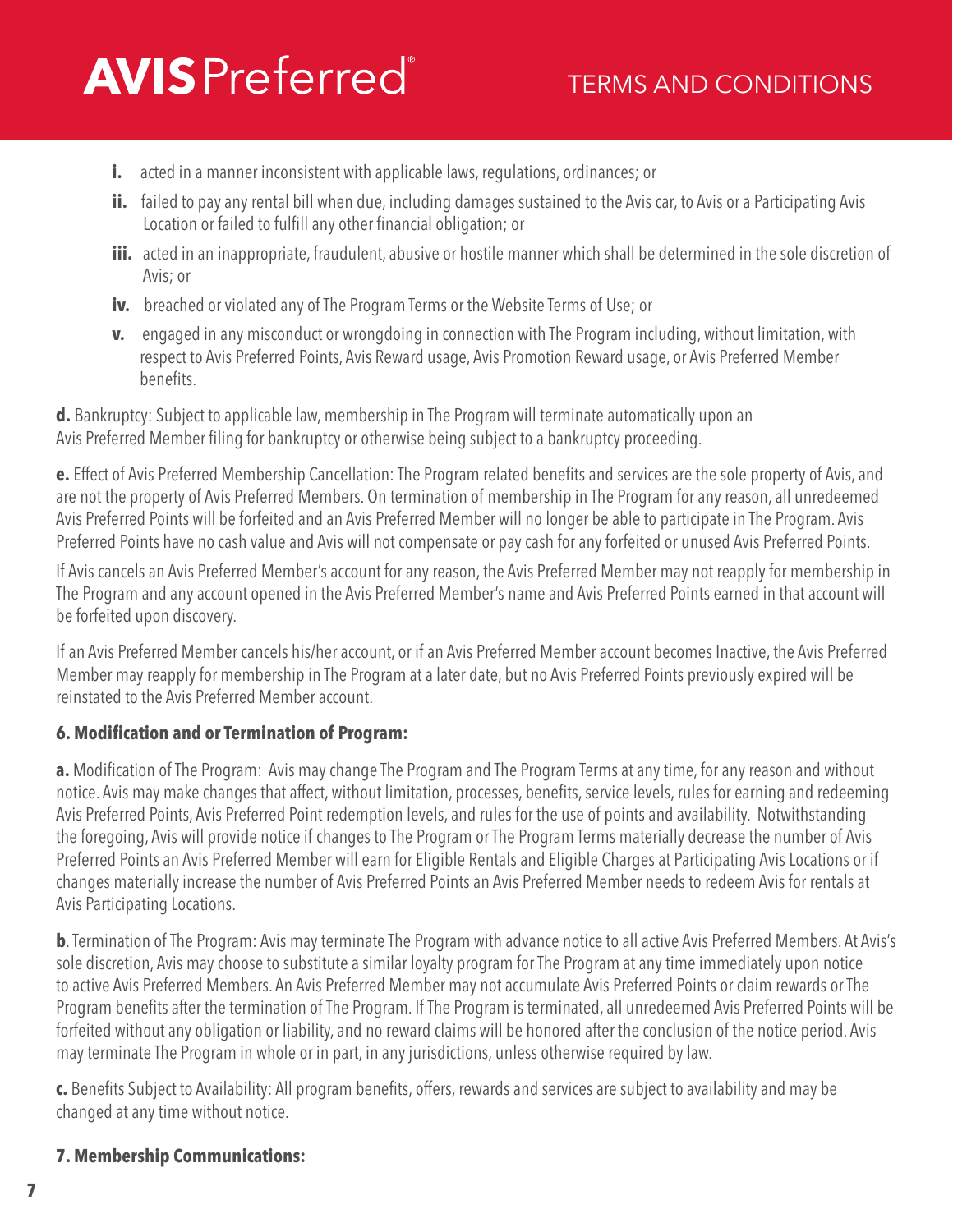- **i.** acted in a manner inconsistent with applicable laws, regulations, ordinances; or
- **ii.** failed to pay any rental bill when due, including damages sustained to the Avis car, to Avis or a Participating Avis Location or failed to fulfill any other financial obligation; or
- **iii.** acted in an inappropriate, fraudulent, abusive or hostile manner which shall be determined in the sole discretion of Avis; or
- **iv.** breached or violated any of The Program Terms or the Website Terms of Use; or
- **v.** engaged in any misconduct or wrongdoing in connection with The Program including, without limitation, with respect to Avis Preferred Points, Avis Reward usage, Avis Promotion Reward usage, or Avis Preferred Member benefits.

**d.** Bankruptcy: Subject to applicable law, membership in The Program will terminate automatically upon an Avis Preferred Member filing for bankruptcy or otherwise being subject to a bankruptcy proceeding.

**e.** Effect of Avis Preferred Membership Cancellation: The Program related benefits and services are the sole property of Avis, and are not the property of Avis Preferred Members. On termination of membership in The Program for any reason, all unredeemed Avis Preferred Points will be forfeited and an Avis Preferred Member will no longer be able to participate in The Program. Avis Preferred Points have no cash value and Avis will not compensate or pay cash for any forfeited or unused Avis Preferred Points.

If Avis cancels an Avis Preferred Member's account for any reason, the Avis Preferred Member may not reapply for membership in The Program and any account opened in the Avis Preferred Member's name and Avis Preferred Points earned in that account will be forfeited upon discovery.

If an Avis Preferred Member cancels his/her account, or if an Avis Preferred Member account becomes Inactive, the Avis Preferred Member may reapply for membership in The Program at a later date, but no Avis Preferred Points previously expired will be reinstated to the Avis Preferred Member account.

### 6. Modification and or Termination of Program:

**a.** Modification of The Program: Avis may change The Program and The Program Terms at any time, for any reason and without notice. Avis may make changes that affect, without limitation, processes, benefits, service levels, rules for earning and redeeming Avis Preferred Points, Avis Preferred Point redemption levels, and rules for the use of points and availability. Notwithstanding the foregoing, Avis will provide notice if changes to The Program or The Program Terms materially decrease the number of Avis Preferred Points an Avis Preferred Member will earn for Eligible Rentals and Eligible Charges at Participating Avis Locations or if changes materially increase the number of Avis Preferred Points an Avis Preferred Member needs to redeem Avis for rentals at Avis Participating Locations.

**b**. Termination of The Program: Avis may terminate The Program with advance notice to all active Avis Preferred Members. At Avis's sole discretion, Avis may choose to substitute a similar loyalty program for The Program at any time immediately upon notice to active Avis Preferred Members. An Avis Preferred Member may not accumulate Avis Preferred Points or claim rewards or The Program benefits after the termination of The Program. If The Program is terminated, all unredeemed Avis Preferred Points will be forfeited without any obligation or liability, and no reward claims will be honored after the conclusion of the notice period. Avis may terminate The Program in whole or in part, in any jurisdictions, unless otherwise required by law.

**c.** Benefits Subject to Availability: All program benefits, offers, rewards and services are subject to availability and may be changed at any time without notice.

### 7. Membership Communications: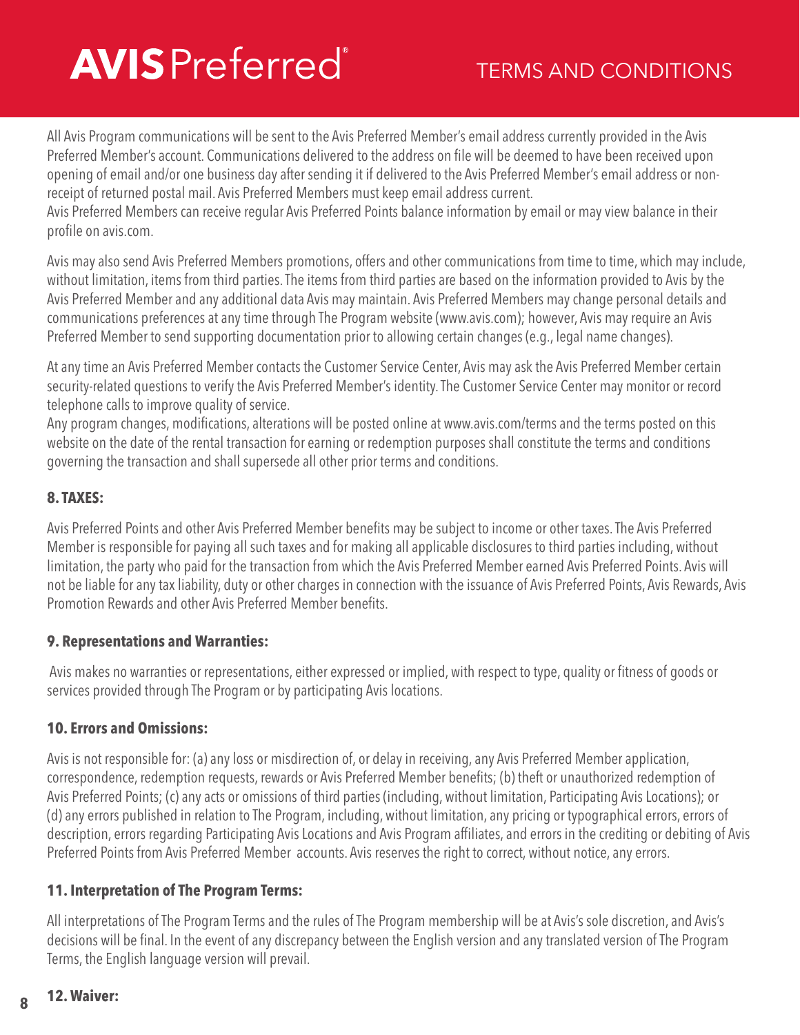All Avis Program communications will be sent to the Avis Preferred Member's email address currently provided in the Avis Preferred Member's account. Communications delivered to the address on file will be deemed to have been received upon opening of email and/or one business day after sending it if delivered to the Avis Preferred Member's email address or non-receipt of returned postal mail. Avis Preferred Members must keep email address current.
Avis Preferred Members can receive regular Avis Preferred Points balance information by email or may view balance in their profile on avis.com.

Avis may also send Avis Preferred Members promotions, offers and other communications from time to time, which may include, without limitation, items from third parties. The items from third parties are based on the information provided to Avis by the Avis Preferred Member and any additional data Avis may maintain. Avis Preferred Members may change personal details and communications preferences at any time through The Program website (www.avis.com); however, Avis may require an Avis Preferred Member to send supporting documentation prior to allowing certain changes (e.g., legal name changes).

At any time an Avis Preferred Member contacts the Customer Service Center, Avis may ask the Avis Preferred Member certain security-related questions to verify the Avis Preferred Member's identity. The Customer Service Center may monitor or record telephone calls to improve quality of service.
Any program changes, modifications, alterations will be posted online at www.avis.com/terms and the terms posted on this website on the date of the rental transaction for earning or redemption purposes shall constitute the terms and conditions governing the transaction and shall supersede all other prior terms and conditions.

**8. TAXES:**

Avis Preferred Points and other Avis Preferred Member benefits may be subject to income or other taxes. The Avis Preferred Member is responsible for paying all such taxes and for making all applicable disclosures to third parties including, without limitation, the party who paid for the transaction from which the Avis Preferred Member earned Avis Preferred Points. Avis will not be liable for any tax liability, duty or other charges in connection with the issuance of Avis Preferred Points, Avis Rewards, Avis Promotion Rewards and other Avis Preferred Member benefits.

**9. Representations and Warranties:**

Avis makes no warranties or representations, either expressed or implied, with respect to type, quality or fitness of goods or services provided through The Program or by participating Avis locations.

**10. Errors and Omissions:**

Avis is not responsible for: (a) any loss or misdirection of, or delay in receiving, any Avis Preferred Member application, correspondence, redemption requests, rewards or Avis Preferred Member benefits; (b) theft or unauthorized redemption of Avis Preferred Points; (c) any acts or omissions of third parties (including, without limitation, Participating Avis Locations); or (d) any errors published in relation to The Program, including, without limitation, any pricing or typographical errors, errors of description, errors regarding Participating Avis Locations and Avis Program affiliates, and errors in the crediting or debiting of Avis Preferred Points from Avis Preferred Member accounts. Avis reserves the right to correct, without notice, any errors.

**11. Interpretation of The Program Terms:**

All interpretations of The Program Terms and the rules of The Program membership will be at Avis's sole discretion, and Avis's decisions will be final. In the event of any discrepancy between the English version and any translated version of The Program Terms, the English language version will prevail.

**12. Waiver:**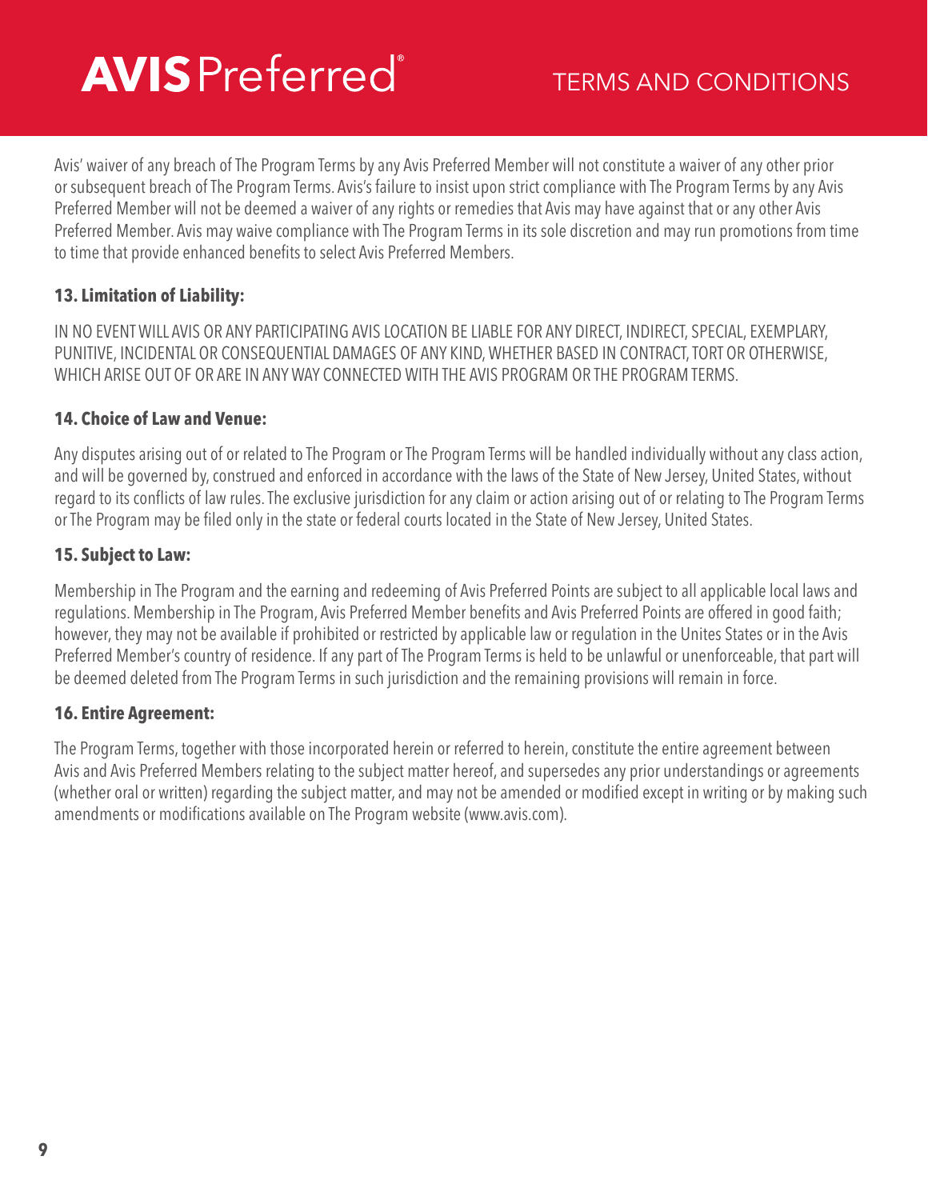Avis' waiver of any breach of The Program Terms by any Avis Preferred Member will not constitute a waiver of any other prior or subsequent breach of The Program Terms. Avis's failure to insist upon strict compliance with The Program Terms by any Avis Preferred Member will not be deemed a waiver of any rights or remedies that Avis may have against that or any other Avis Preferred Member. Avis may waive compliance with The Program Terms in its sole discretion and may run promotions from time to time that provide enhanced benefits to select Avis Preferred Members.

**13. Limitation of Liability:**

IN NO EVENT WILL AVIS OR ANY PARTICIPATING AVIS LOCATION BE LIABLE FOR ANY DIRECT, INDIRECT, SPECIAL, EXEMPLARY, PUNITIVE, INCIDENTAL OR CONSEQUENTIAL DAMAGES OF ANY KIND, WHETHER BASED IN CONTRACT, TORT OR OTHERWISE, WHICH ARISE OUT OF OR ARE IN ANY WAY CONNECTED WITH THE AVIS PROGRAM OR THE PROGRAM TERMS.

**14. Choice of Law and Venue:**

Any disputes arising out of or related to The Program or The Program Terms will be handled individually without any class action, and will be governed by, construed and enforced in accordance with the laws of the State of New Jersey, United States, without regard to its conflicts of law rules. The exclusive jurisdiction for any claim or action arising out of or relating to The Program Terms or The Program may be filed only in the state or federal courts located in the State of New Jersey, United States.

**15. Subject to Law:**

Membership in The Program and the earning and redeeming of Avis Preferred Points are subject to all applicable local laws and regulations. Membership in The Program, Avis Preferred Member benefits and Avis Preferred Points are offered in good faith; however, they may not be available if prohibited or restricted by applicable law or regulation in the Unites States or in the Avis Preferred Member's country of residence. If any part of The Program Terms is held to be unlawful or unenforceable, that part will be deemed deleted from The Program Terms in such jurisdiction and the remaining provisions will remain in force.

**16. Entire Agreement:**

The Program Terms, together with those incorporated herein or referred to herein, constitute the entire agreement between Avis and Avis Preferred Members relating to the subject matter hereof, and supersedes any prior understandings or agreements (whether oral or written) regarding the subject matter, and may not be amended or modified except in writing or by making such amendments or modifications available on The Program website (www.avis.com).